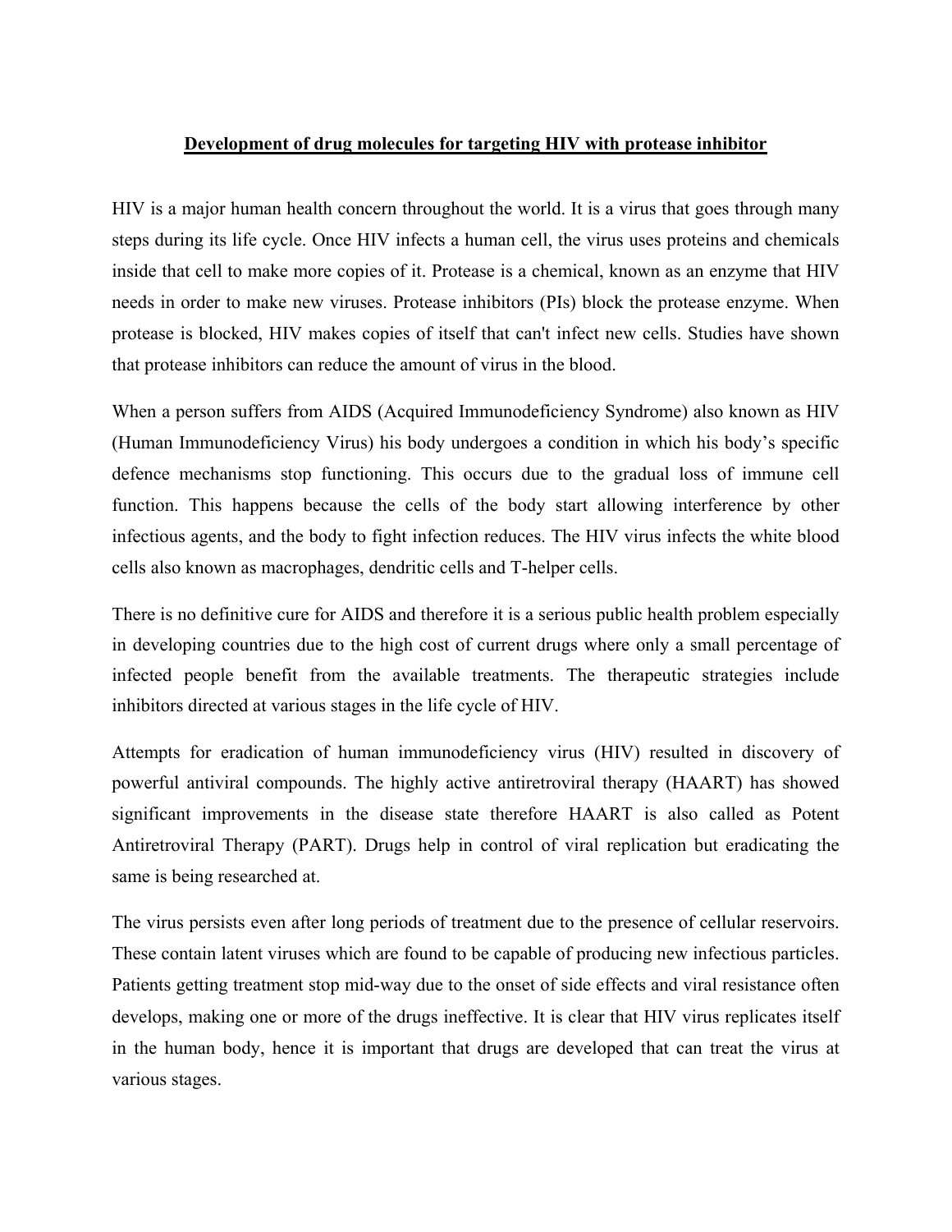# **Development of drug molecules for targeting HIV with protease inhibitor**

HIV is a major human health concern throughout the world. It is a virus that goes through many steps during its life cycle. Once HIV infects a human cell, the virus uses proteins and chemicals inside that cell to make more copies of it. Protease is a chemical, known as an enzyme that HIV needs in order to make new viruses. Protease inhibitors (PIs) block the protease enzyme. When protease is blocked, HIV makes copies of itself that can't infect new cells. Studies have shown that protease inhibitors can reduce the amount of virus in the blood.

When a person suffers from AIDS (Acquired Immunodeficiency Syndrome) also known as HIV (Human Immunodeficiency Virus) his body undergoes a condition in which his body's specific defence mechanisms stop functioning. This occurs due to the gradual loss of immune cell function. This happens because the cells of the body start allowing interference by other infectious agents, and the body to fight infection reduces. The HIV virus infects the white blood cells also known as macrophages, dendritic cells and T-helper cells.

There is no definitive cure for AIDS and therefore it is a serious public health problem especially in developing countries due to the high cost of current drugs where only a small percentage of infected people benefit from the available treatments. The therapeutic strategies include inhibitors directed at various stages in the life cycle of HIV.

Attempts for eradication of human immunodeficiency virus (HIV) resulted in discovery of powerful antiviral compounds. The highly active antiretroviral therapy (HAART) has showed significant improvements in the disease state therefore HAART is also called as Potent Antiretroviral Therapy (PART). Drugs help in control of viral replication but eradicating the same is being researched at.

The virus persists even after long periods of treatment due to the presence of cellular reservoirs. These contain latent viruses which are found to be capable of producing new infectious particles. Patients getting treatment stop mid-way due to the onset of side effects and viral resistance often develops, making one or more of the drugs ineffective. It is clear that HIV virus replicates itself in the human body, hence it is important that drugs are developed that can treat the virus at various stages.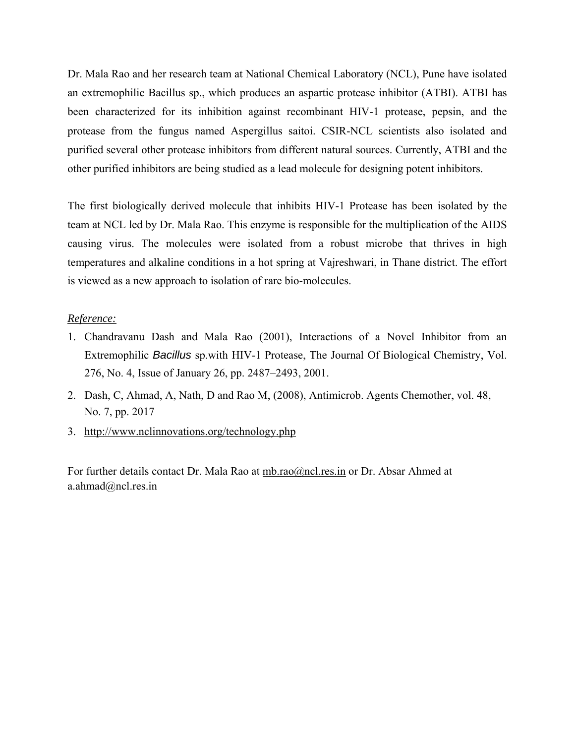Dr. Mala Rao and her research team at National Chemical Laboratory (NCL), Pune have isolated an extremophilic Bacillus sp., which produces an aspartic protease inhibitor (ATBI). ATBI has been characterized for its inhibition against recombinant HIV-1 protease, pepsin, and the protease from the fungus named Aspergillus saitoi. CSIR-NCL scientists also isolated and purified several other protease inhibitors from different natural sources. Currently, ATBI and the other purified inhibitors are being studied as a lead molecule for designing potent inhibitors.

The first biologically derived molecule that inhibits HIV-1 Protease has been isolated by the team at NCL led by Dr. Mala Rao. This enzyme is responsible for the multiplication of the AIDS causing virus. The molecules were isolated from a robust microbe that thrives in high temperatures and alkaline conditions in a hot spring at Vajreshwari, in Thane district. The effort is viewed as a new approach to isolation of rare bio-molecules.

*Reference:*

1. Chandravanu Dash and Mala Rao (2001), Interactions of a Novel Inhibitor from an Extremophilic *Bacillus* sp.with HIV-1 Protease, The Journal Of Biological Chemistry, Vol. 276, No. 4, Issue of January 26, pp. 2487–2493, 2001.
2. Dash, C, Ahmad, A, Nath, D and Rao M, (2008), Antimicrob. Agents Chemother, vol. 48, No. 7, pp. 2017
3. http://www.nclinnovations.org/technology.php

For further details contact Dr. Mala Rao at mb.rao@ncl.res.in or Dr. Absar Ahmed at a.ahmad@ncl.res.in